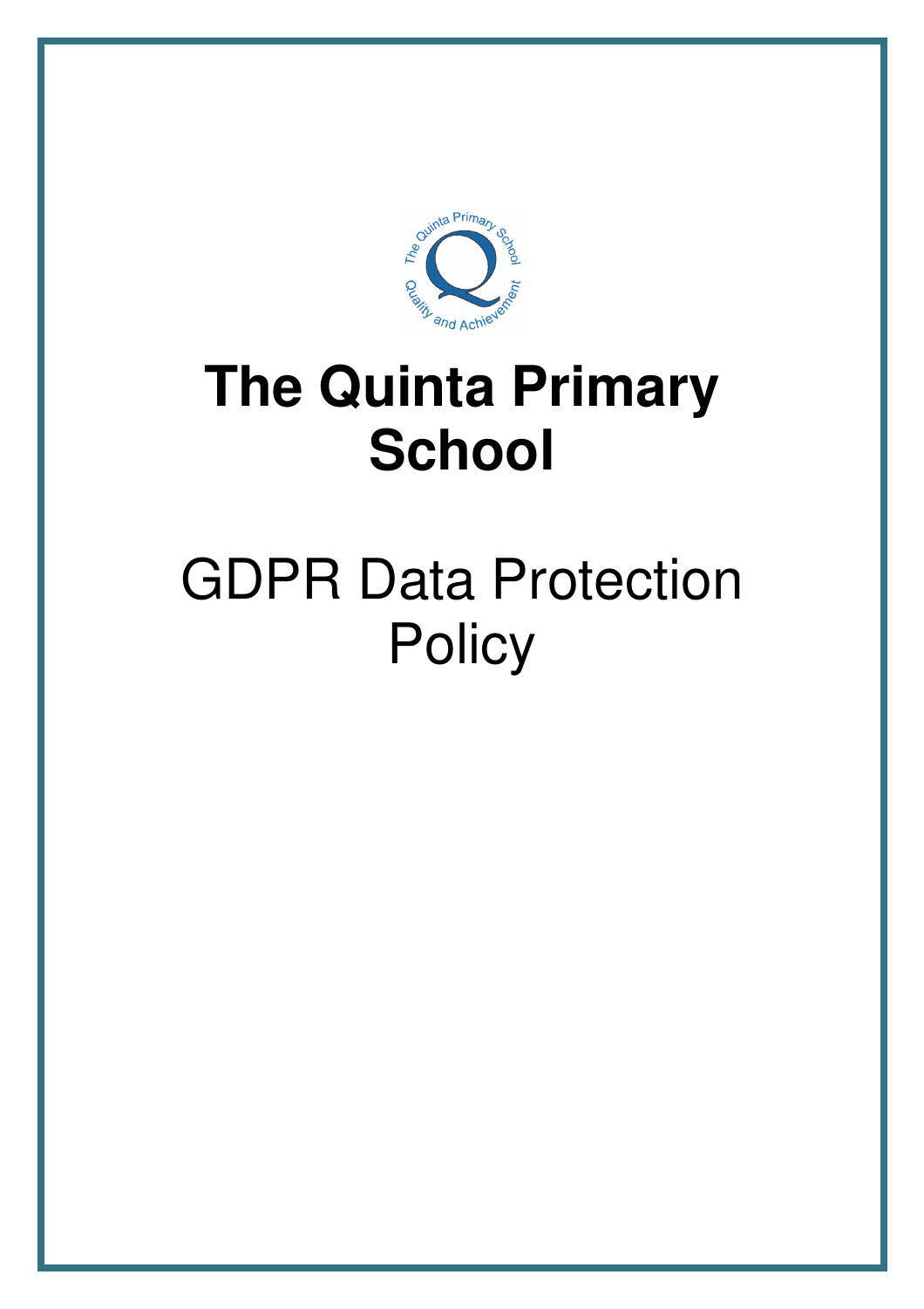# The Quinta Primary School

## GDPR Data Protection Policy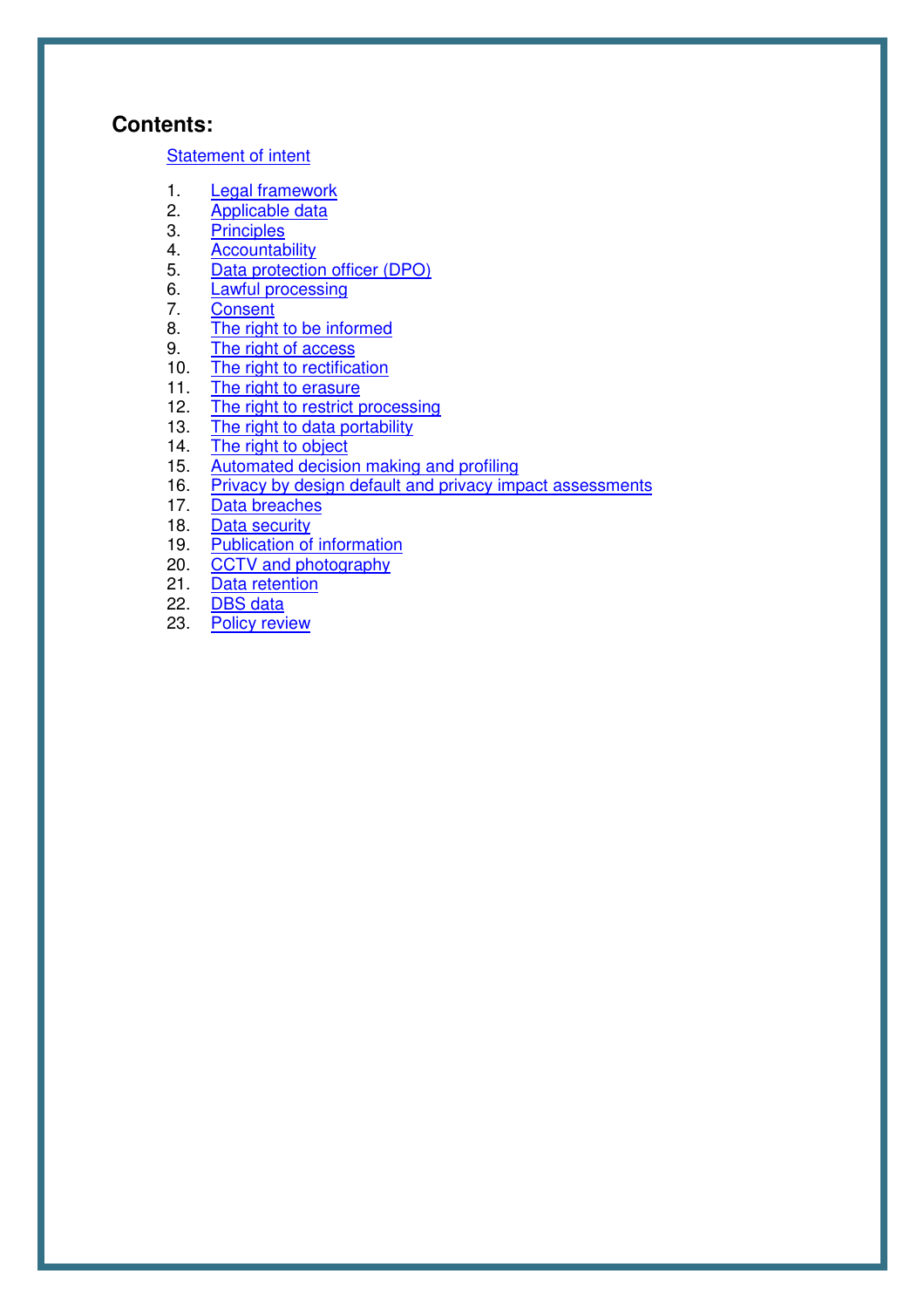## Contents:

Statement of intent

1. Legal framework
2. Applicable data
3. Principles
4. Accountability
5. Data protection officer (DPO)
6. Lawful processing
7. Consent
8. The right to be informed
9. The right of access
10. The right to rectification
11. The right to erasure
12. The right to restrict processing
13. The right to data portability
14. The right to object
15. Automated decision making and profiling
16. Privacy by design default and privacy impact assessments
17. Data breaches
18. Data security
19. Publication of information
20. CCTV and photography
21. Data retention
22. DBS data
23. Policy review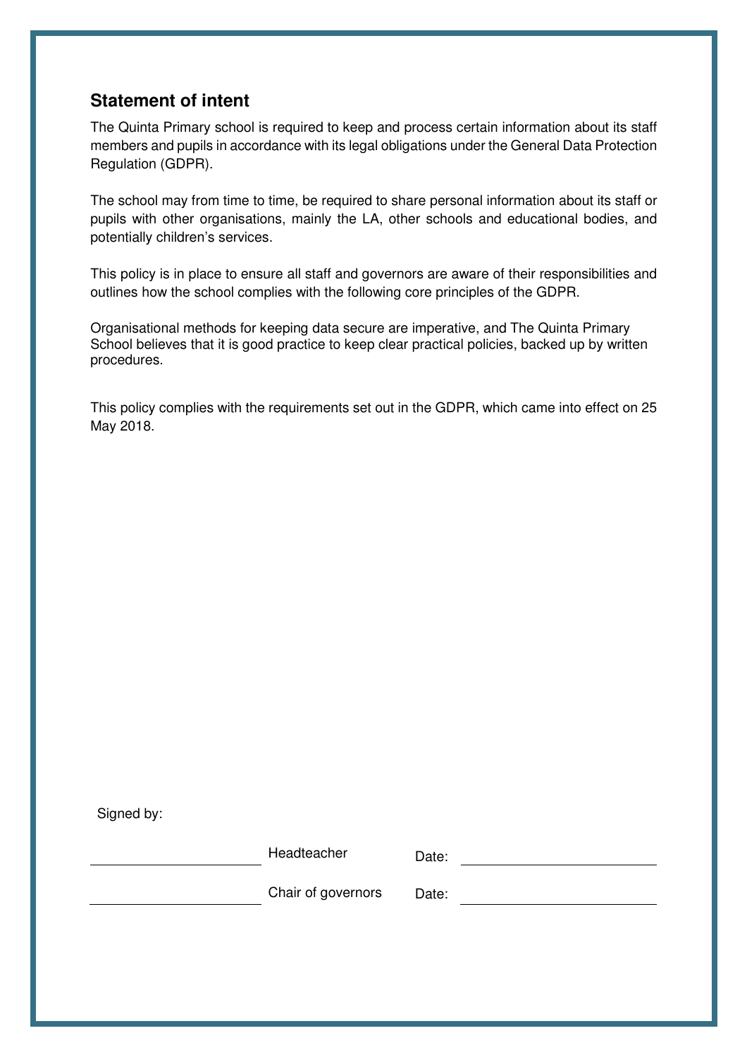## Statement of intent

The Quinta Primary school is required to keep and process certain information about its staff members and pupils in accordance with its legal obligations under the General Data Protection Regulation (GDPR).

The school may from time to time, be required to share personal information about its staff or pupils with other organisations, mainly the LA, other schools and educational bodies, and potentially children's services.

This policy is in place to ensure all staff and governors are aware of their responsibilities and outlines how the school complies with the following core principles of the GDPR.

Organisational methods for keeping data secure are imperative, and The Quinta Primary School believes that it is good practice to keep clear practical policies, backed up by written procedures.

This policy complies with the requirements set out in the GDPR, which came into effect on 25 May 2018.

Signed by:

| | | | |
|---|---|---|---|
| ______________________ | Headteacher | Date: | ______________________ |
| ______________________ | Chair of governors | Date: | ______________________ |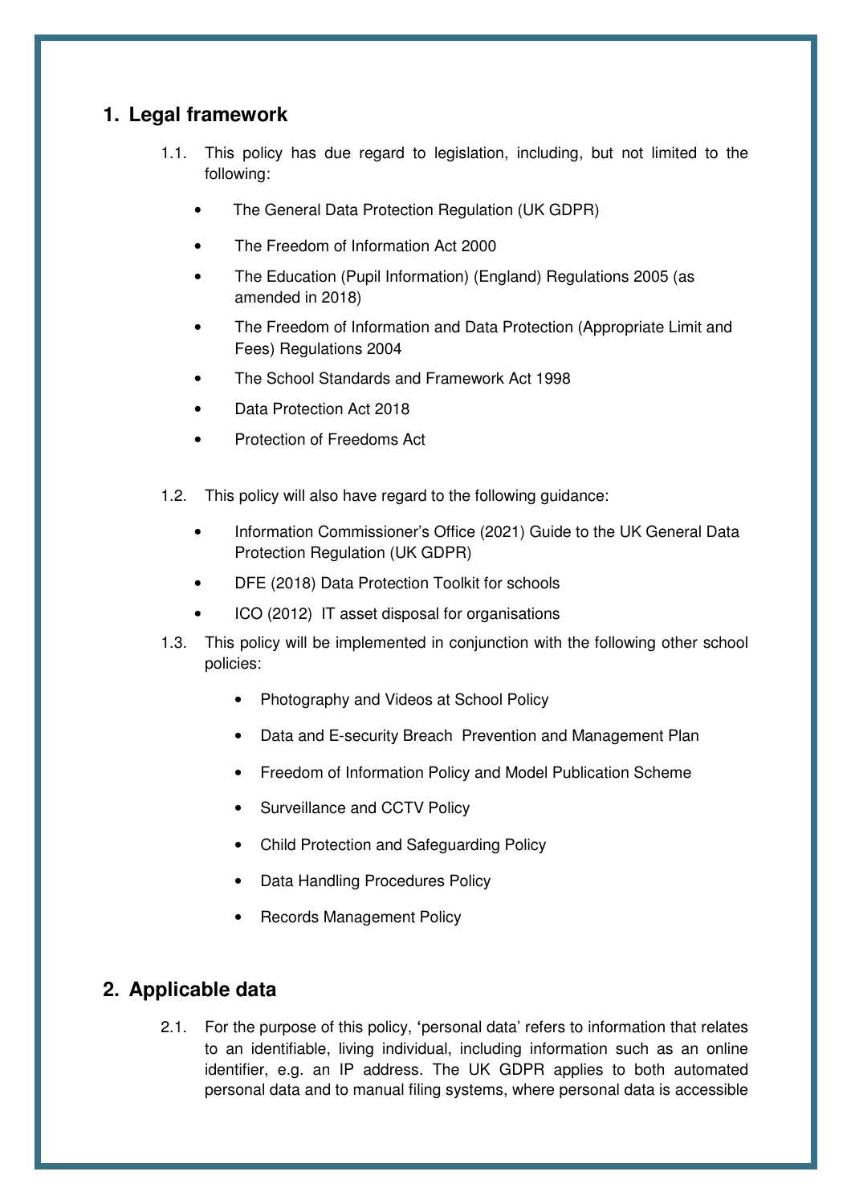## 1. Legal framework

1.1. This policy has due regard to legislation, including, but not limited to the following:

- The General Data Protection Regulation (UK GDPR)
- The Freedom of Information Act 2000
- The Education (Pupil Information) (England) Regulations 2005 (as amended in 2018)
- The Freedom of Information and Data Protection (Appropriate Limit and Fees) Regulations 2004
- The School Standards and Framework Act 1998
- Data Protection Act 2018
- Protection of Freedoms Act

1.2. This policy will also have regard to the following guidance:

- Information Commissioner's Office (2021) Guide to the UK General Data Protection Regulation (UK GDPR)
- DFE (2018) Data Protection Toolkit for schools
- ICO (2012) IT asset disposal for organisations

1.3. This policy will be implemented in conjunction with the following other school policies:

- Photography and Videos at School Policy
- Data and E-security Breach Prevention and Management Plan
- Freedom of Information Policy and Model Publication Scheme
- Surveillance and CCTV Policy
- Child Protection and Safeguarding Policy
- Data Handling Procedures Policy
- Records Management Policy

## 2. Applicable data

2.1. For the purpose of this policy, 'personal data' refers to information that relates to an identifiable, living individual, including information such as an online identifier, e.g. an IP address. The UK GDPR applies to both automated personal data and to manual filing systems, where personal data is accessible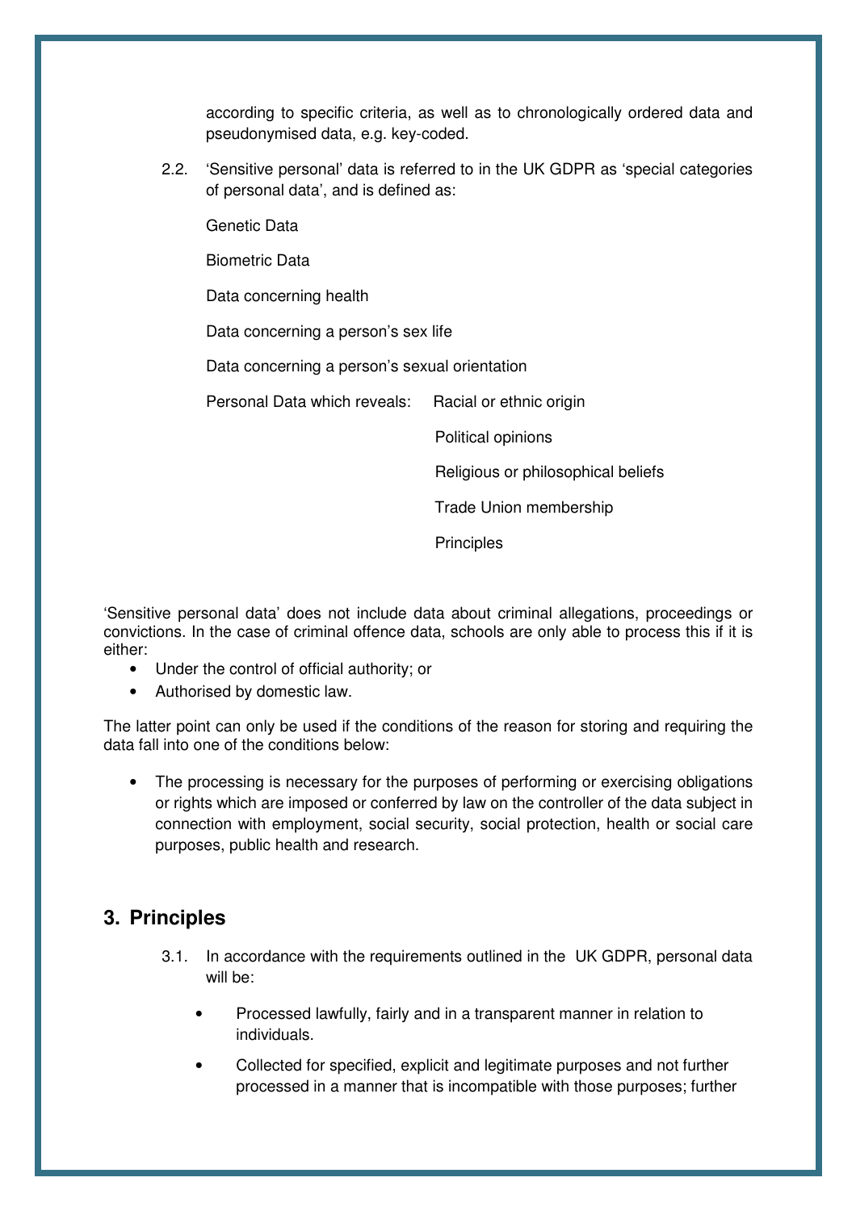according to specific criteria, as well as to chronologically ordered data and pseudonymised data, e.g. key-coded.

2.2. 'Sensitive personal' data is referred to in the UK GDPR as 'special categories of personal data', and is defined as:

Genetic Data

Biometric Data

Data concerning health

Data concerning a person's sex life

Data concerning a person's sexual orientation

Personal Data which reveals:
- Racial or ethnic origin
- Political opinions
- Religious or philosophical beliefs
- Trade Union membership
- Principles

'Sensitive personal data' does not include data about criminal allegations, proceedings or convictions. In the case of criminal offence data, schools are only able to process this if it is either:

- Under the control of official authority; or
- Authorised by domestic law.

The latter point can only be used if the conditions of the reason for storing and requiring the data fall into one of the conditions below:

- The processing is necessary for the purposes of performing or exercising obligations or rights which are imposed or conferred by law on the controller of the data subject in connection with employment, social security, social protection, health or social care purposes, public health and research.

## 3. Principles

3.1. In accordance with the requirements outlined in the UK GDPR, personal data will be:

- Processed lawfully, fairly and in a transparent manner in relation to individuals.
- Collected for specified, explicit and legitimate purposes and not further processed in a manner that is incompatible with those purposes; further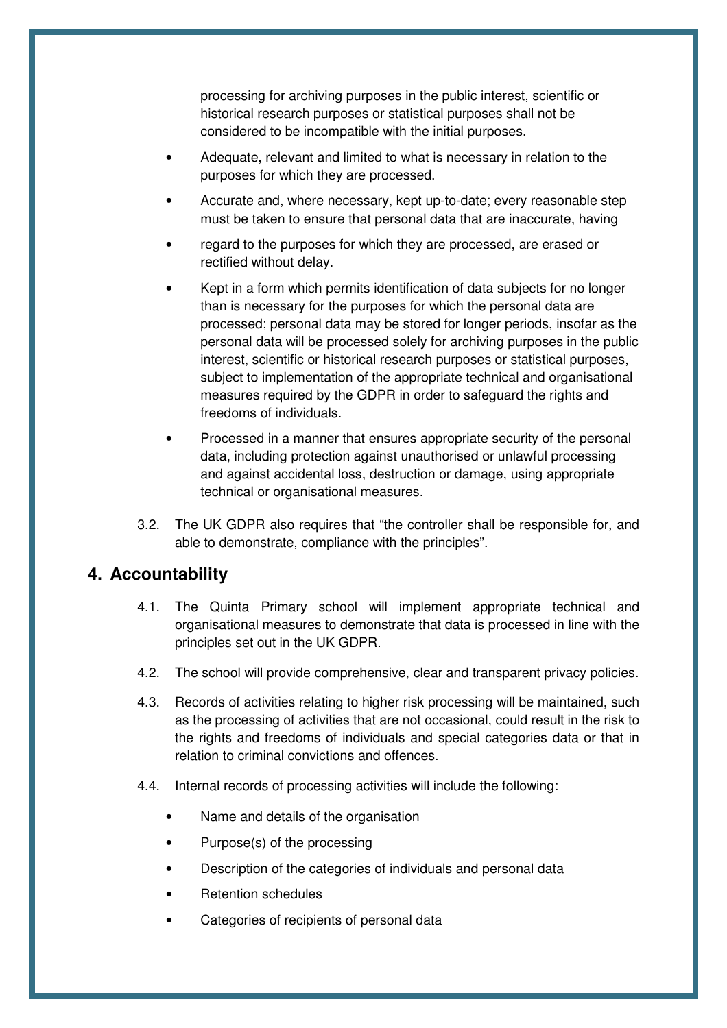processing for archiving purposes in the public interest, scientific or historical research purposes or statistical purposes shall not be considered to be incompatible with the initial purposes.

- Adequate, relevant and limited to what is necessary in relation to the purposes for which they are processed.
- Accurate and, where necessary, kept up-to-date; every reasonable step must be taken to ensure that personal data that are inaccurate, having
- regard to the purposes for which they are processed, are erased or rectified without delay.
- Kept in a form which permits identification of data subjects for no longer than is necessary for the purposes for which the personal data are processed; personal data may be stored for longer periods, insofar as the personal data will be processed solely for archiving purposes in the public interest, scientific or historical research purposes or statistical purposes, subject to implementation of the appropriate technical and organisational measures required by the GDPR in order to safeguard the rights and freedoms of individuals.
- Processed in a manner that ensures appropriate security of the personal data, including protection against unauthorised or unlawful processing and against accidental loss, destruction or damage, using appropriate technical or organisational measures.

3.2. The UK GDPR also requires that "the controller shall be responsible for, and able to demonstrate, compliance with the principles".

## 4. Accountability

4.1. The Quinta Primary school will implement appropriate technical and organisational measures to demonstrate that data is processed in line with the principles set out in the UK GDPR.

4.2. The school will provide comprehensive, clear and transparent privacy policies.

4.3. Records of activities relating to higher risk processing will be maintained, such as the processing of activities that are not occasional, could result in the risk to the rights and freedoms of individuals and special categories data or that in relation to criminal convictions and offences.

4.4. Internal records of processing activities will include the following:

- Name and details of the organisation
- Purpose(s) of the processing
- Description of the categories of individuals and personal data
- Retention schedules
- Categories of recipients of personal data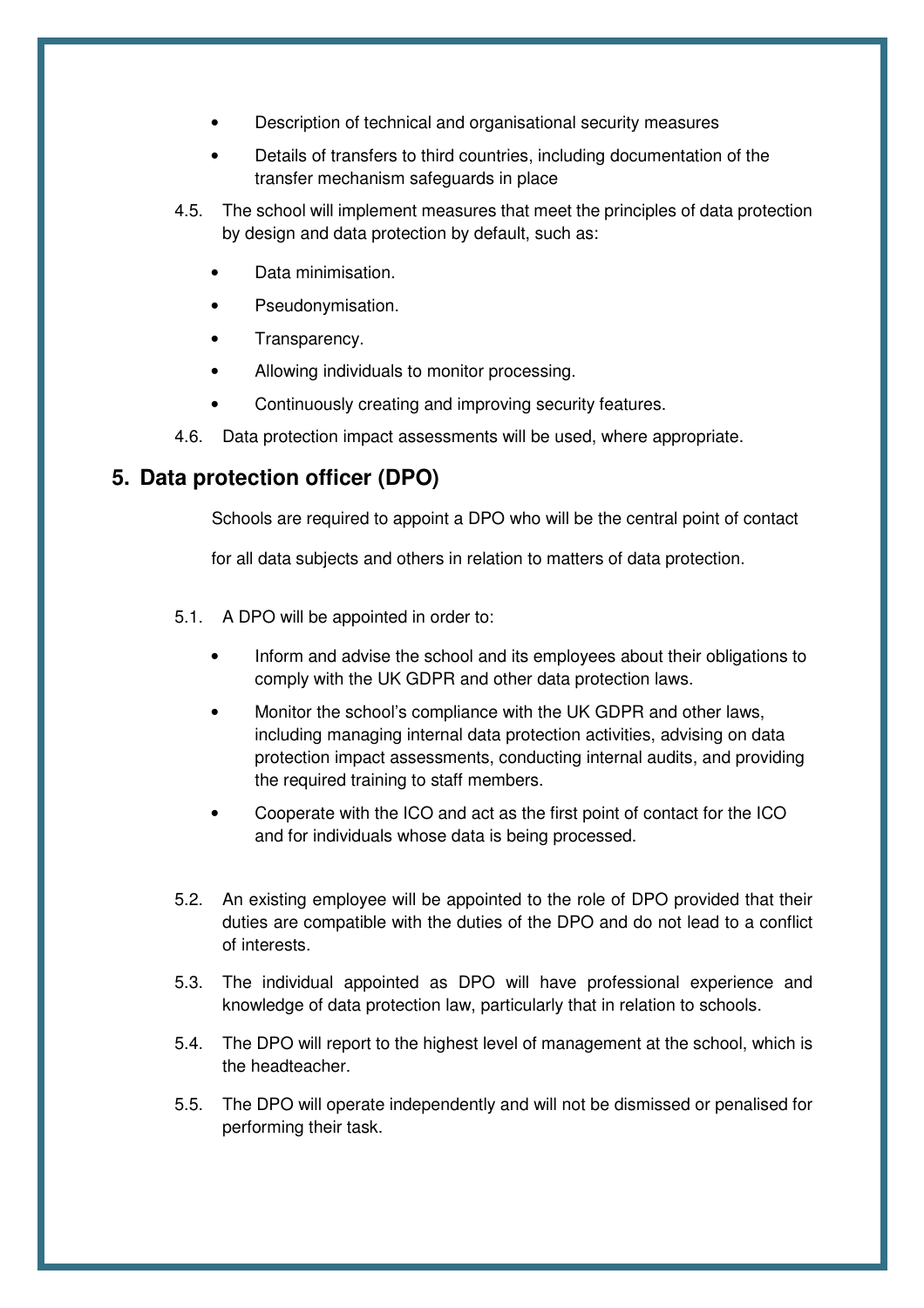- Description of technical and organisational security measures
- Details of transfers to third countries, including documentation of the transfer mechanism safeguards in place

4.5. The school will implement measures that meet the principles of data protection by design and data protection by default, such as:

- Data minimisation.
- Pseudonymisation.
- Transparency.
- Allowing individuals to monitor processing.
- Continuously creating and improving security features.

4.6. Data protection impact assessments will be used, where appropriate.

## 5. Data protection officer (DPO)

Schools are required to appoint a DPO who will be the central point of contact for all data subjects and others in relation to matters of data protection.

5.1. A DPO will be appointed in order to:

- Inform and advise the school and its employees about their obligations to comply with the UK GDPR and other data protection laws.
- Monitor the school's compliance with the UK GDPR and other laws, including managing internal data protection activities, advising on data protection impact assessments, conducting internal audits, and providing the required training to staff members.
- Cooperate with the ICO and act as the first point of contact for the ICO and for individuals whose data is being processed.

5.2. An existing employee will be appointed to the role of DPO provided that their duties are compatible with the duties of the DPO and do not lead to a conflict of interests.

5.3. The individual appointed as DPO will have professional experience and knowledge of data protection law, particularly that in relation to schools.

5.4. The DPO will report to the highest level of management at the school, which is the headteacher.

5.5. The DPO will operate independently and will not be dismissed or penalised for performing their task.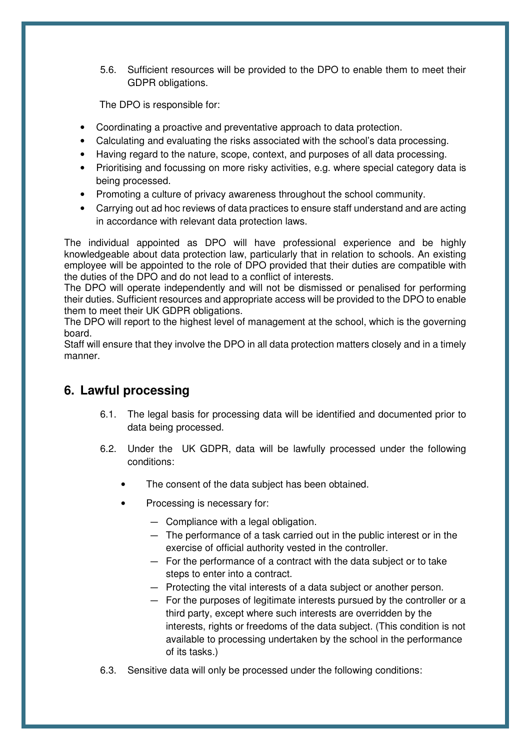5.6. Sufficient resources will be provided to the DPO to enable them to meet their GDPR obligations.

The DPO is responsible for:

- Coordinating a proactive and preventative approach to data protection.
- Calculating and evaluating the risks associated with the school's data processing.
- Having regard to the nature, scope, context, and purposes of all data processing.
- Prioritising and focussing on more risky activities, e.g. where special category data is being processed.
- Promoting a culture of privacy awareness throughout the school community.
- Carrying out ad hoc reviews of data practices to ensure staff understand and are acting in accordance with relevant data protection laws.

The individual appointed as DPO will have professional experience and be highly knowledgeable about data protection law, particularly that in relation to schools. An existing employee will be appointed to the role of DPO provided that their duties are compatible with the duties of the DPO and do not lead to a conflict of interests.
The DPO will operate independently and will not be dismissed or penalised for performing their duties. Sufficient resources and appropriate access will be provided to the DPO to enable them to meet their UK GDPR obligations.
The DPO will report to the highest level of management at the school, which is the governing board.
Staff will ensure that they involve the DPO in all data protection matters closely and in a timely manner.

## 6. Lawful processing

6.1. The legal basis for processing data will be identified and documented prior to data being processed.

6.2. Under the UK GDPR, data will be lawfully processed under the following conditions:

- The consent of the data subject has been obtained.
- Processing is necessary for:
  - Compliance with a legal obligation.
  - The performance of a task carried out in the public interest or in the exercise of official authority vested in the controller.
  - For the performance of a contract with the data subject or to take steps to enter into a contract.
  - Protecting the vital interests of a data subject or another person.
  - For the purposes of legitimate interests pursued by the controller or a third party, except where such interests are overridden by the interests, rights or freedoms of the data subject. (This condition is not available to processing undertaken by the school in the performance of its tasks.)

6.3. Sensitive data will only be processed under the following conditions: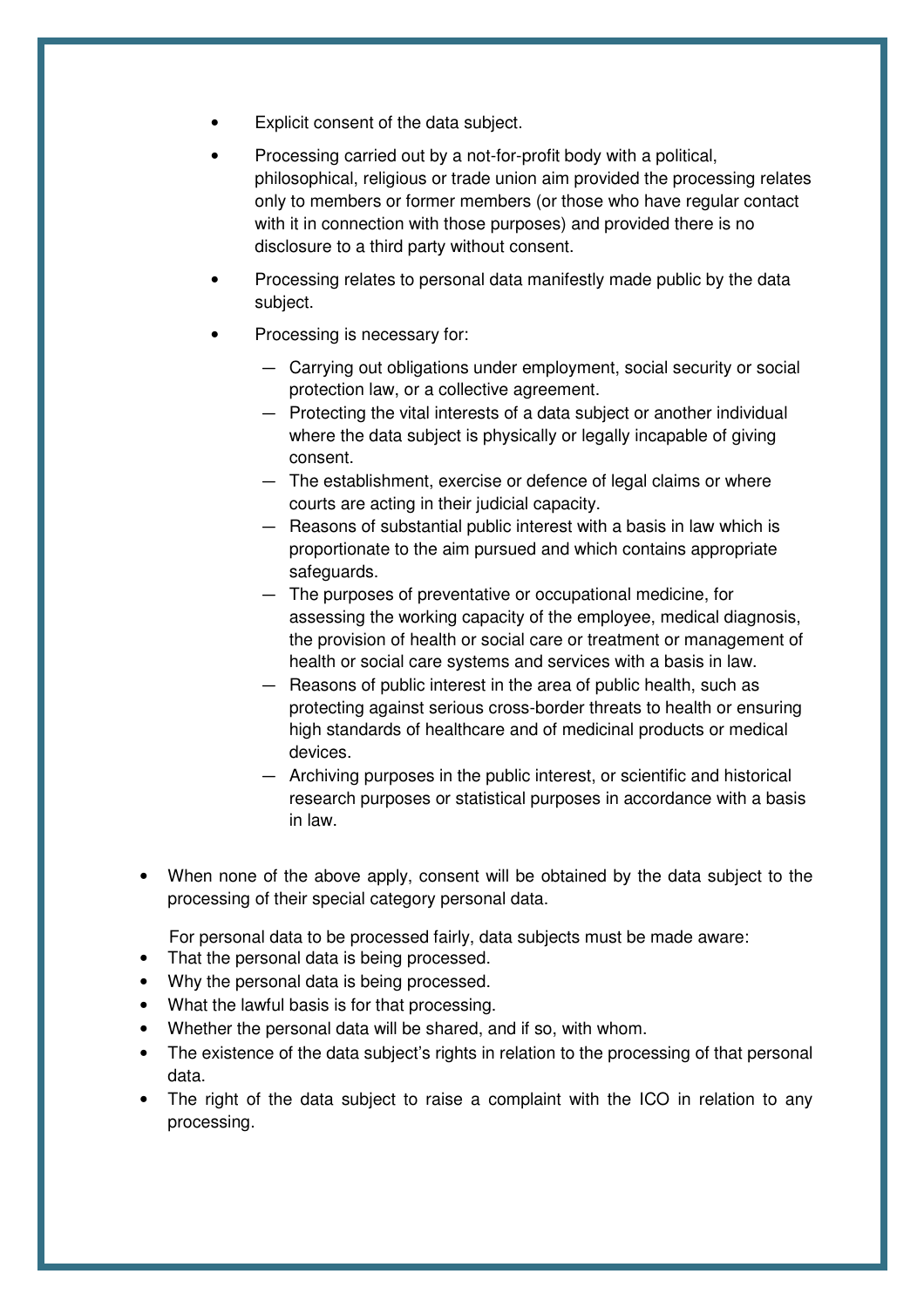- Explicit consent of the data subject.
- Processing carried out by a not-for-profit body with a political, philosophical, religious or trade union aim provided the processing relates only to members or former members (or those who have regular contact with it in connection with those purposes) and provided there is no disclosure to a third party without consent.
- Processing relates to personal data manifestly made public by the data subject.
- Processing is necessary for:
  - Carrying out obligations under employment, social security or social protection law, or a collective agreement.
  - Protecting the vital interests of a data subject or another individual where the data subject is physically or legally incapable of giving consent.
  - The establishment, exercise or defence of legal claims or where courts are acting in their judicial capacity.
  - Reasons of substantial public interest with a basis in law which is proportionate to the aim pursued and which contains appropriate safeguards.
  - The purposes of preventative or occupational medicine, for assessing the working capacity of the employee, medical diagnosis, the provision of health or social care or treatment or management of health or social care systems and services with a basis in law.
  - Reasons of public interest in the area of public health, such as protecting against serious cross-border threats to health or ensuring high standards of healthcare and of medicinal products or medical devices.
  - Archiving purposes in the public interest, or scientific and historical research purposes or statistical purposes in accordance with a basis in law.

- When none of the above apply, consent will be obtained by the data subject to the processing of their special category personal data.

For personal data to be processed fairly, data subjects must be made aware:

- That the personal data is being processed.
- Why the personal data is being processed.
- What the lawful basis is for that processing.
- Whether the personal data will be shared, and if so, with whom.
- The existence of the data subject's rights in relation to the processing of that personal data.
- The right of the data subject to raise a complaint with the ICO in relation to any processing.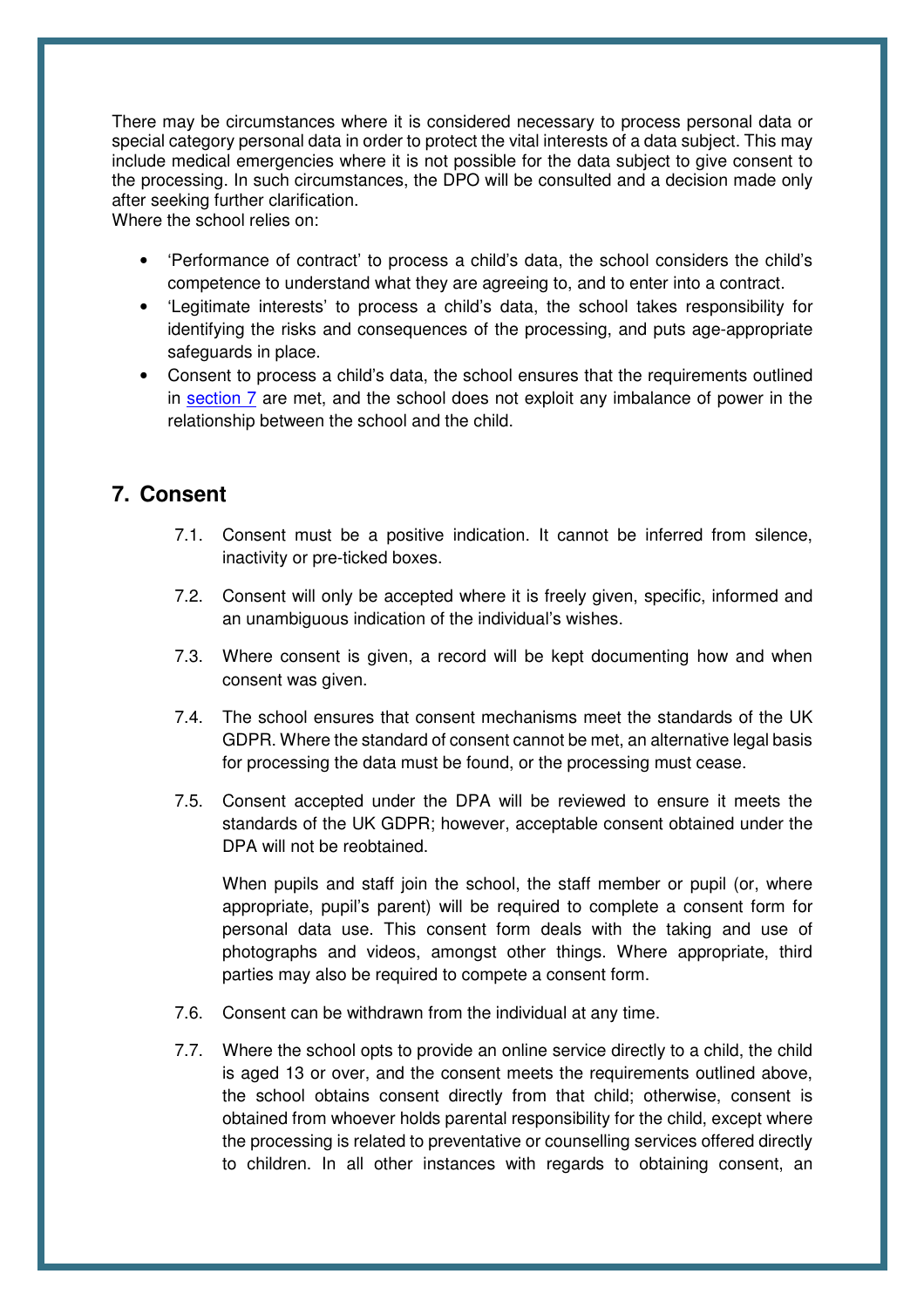There may be circumstances where it is considered necessary to process personal data or special category personal data in order to protect the vital interests of a data subject. This may include medical emergencies where it is not possible for the data subject to give consent to the processing. In such circumstances, the DPO will be consulted and a decision made only after seeking further clarification.

Where the school relies on:

- 'Performance of contract' to process a child's data, the school considers the child's competence to understand what they are agreeing to, and to enter into a contract.
- 'Legitimate interests' to process a child's data, the school takes responsibility for identifying the risks and consequences of the processing, and puts age-appropriate safeguards in place.
- Consent to process a child's data, the school ensures that the requirements outlined in section 7 are met, and the school does not exploit any imbalance of power in the relationship between the school and the child.

## 7. Consent

7.1. Consent must be a positive indication. It cannot be inferred from silence, inactivity or pre-ticked boxes.

7.2. Consent will only be accepted where it is freely given, specific, informed and an unambiguous indication of the individual's wishes.

7.3. Where consent is given, a record will be kept documenting how and when consent was given.

7.4. The school ensures that consent mechanisms meet the standards of the UK GDPR. Where the standard of consent cannot be met, an alternative legal basis for processing the data must be found, or the processing must cease.

7.5. Consent accepted under the DPA will be reviewed to ensure it meets the standards of the UK GDPR; however, acceptable consent obtained under the DPA will not be reobtained.

When pupils and staff join the school, the staff member or pupil (or, where appropriate, pupil's parent) will be required to complete a consent form for personal data use. This consent form deals with the taking and use of photographs and videos, amongst other things. Where appropriate, third parties may also be required to compete a consent form.

7.6. Consent can be withdrawn from the individual at any time.

7.7. Where the school opts to provide an online service directly to a child, the child is aged 13 or over, and the consent meets the requirements outlined above, the school obtains consent directly from that child; otherwise, consent is obtained from whoever holds parental responsibility for the child, except where the processing is related to preventative or counselling services offered directly to children. In all other instances with regards to obtaining consent, an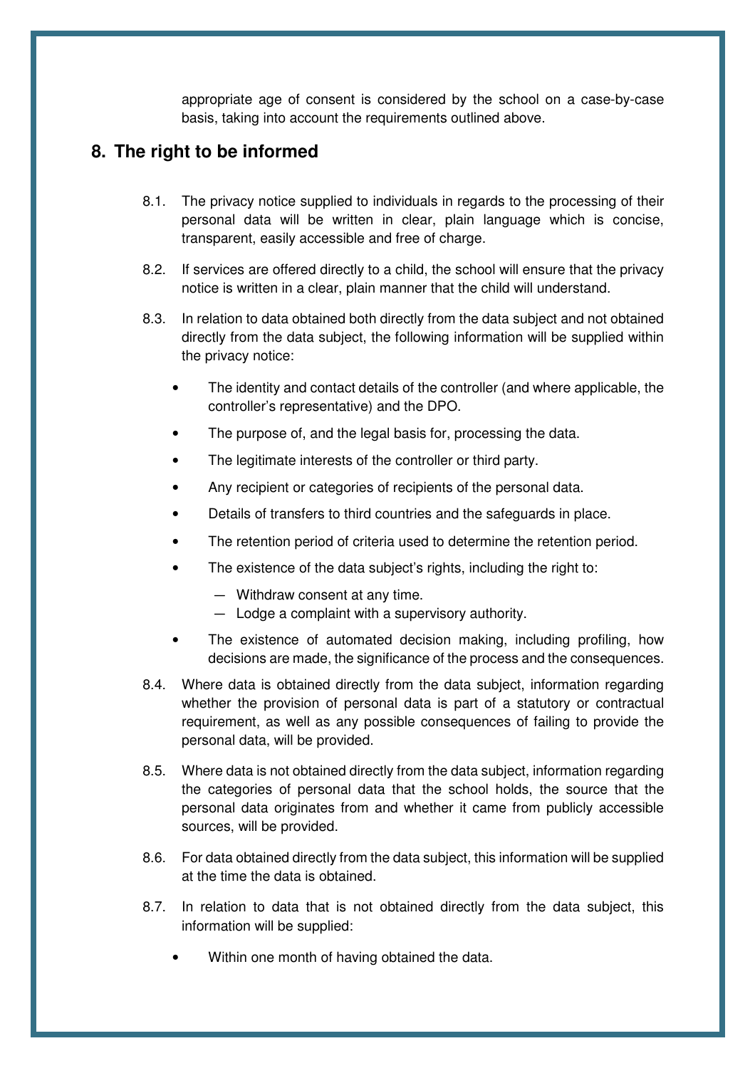appropriate age of consent is considered by the school on a case-by-case basis, taking into account the requirements outlined above.

## 8. The right to be informed

8.1. The privacy notice supplied to individuals in regards to the processing of their personal data will be written in clear, plain language which is concise, transparent, easily accessible and free of charge.

8.2. If services are offered directly to a child, the school will ensure that the privacy notice is written in a clear, plain manner that the child will understand.

8.3. In relation to data obtained both directly from the data subject and not obtained directly from the data subject, the following information will be supplied within the privacy notice:

- The identity and contact details of the controller (and where applicable, the controller's representative) and the DPO.
- The purpose of, and the legal basis for, processing the data.
- The legitimate interests of the controller or third party.
- Any recipient or categories of recipients of the personal data.
- Details of transfers to third countries and the safeguards in place.
- The retention period of criteria used to determine the retention period.
- The existence of the data subject's rights, including the right to:
  - Withdraw consent at any time.
  - Lodge a complaint with a supervisory authority.
- The existence of automated decision making, including profiling, how decisions are made, the significance of the process and the consequences.

8.4. Where data is obtained directly from the data subject, information regarding whether the provision of personal data is part of a statutory or contractual requirement, as well as any possible consequences of failing to provide the personal data, will be provided.

8.5. Where data is not obtained directly from the data subject, information regarding the categories of personal data that the school holds, the source that the personal data originates from and whether it came from publicly accessible sources, will be provided.

8.6. For data obtained directly from the data subject, this information will be supplied at the time the data is obtained.

8.7. In relation to data that is not obtained directly from the data subject, this information will be supplied:

- Within one month of having obtained the data.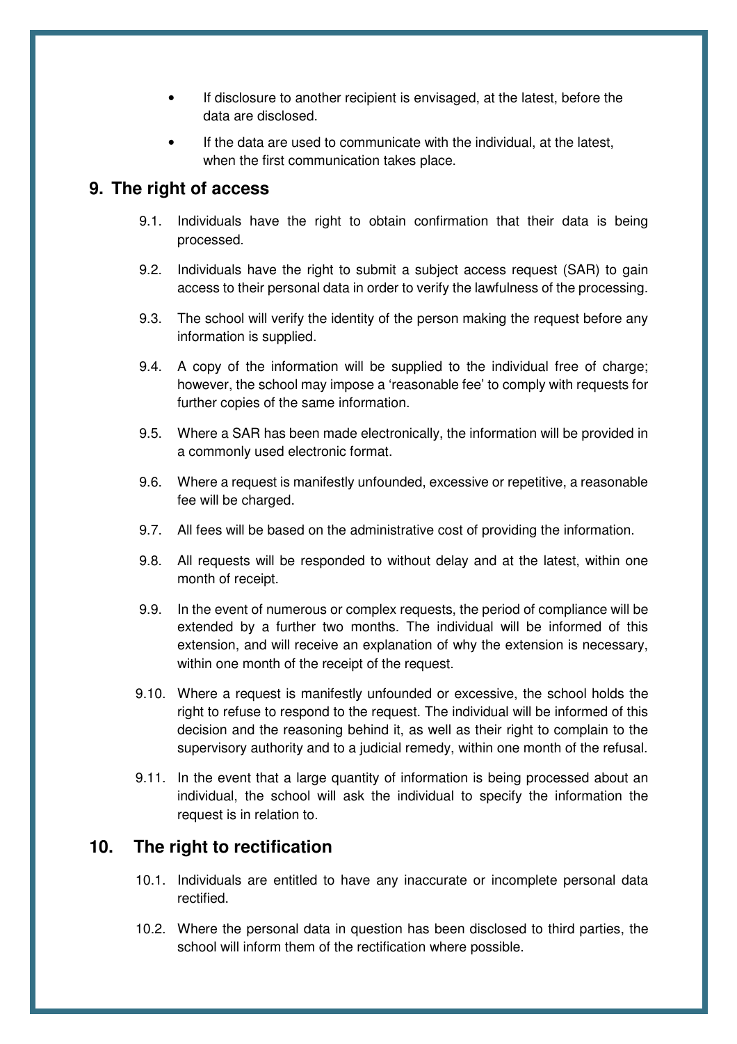- If disclosure to another recipient is envisaged, at the latest, before the data are disclosed.
- If the data are used to communicate with the individual, at the latest, when the first communication takes place.

## 9. The right of access

9.1. Individuals have the right to obtain confirmation that their data is being processed.

9.2. Individuals have the right to submit a subject access request (SAR) to gain access to their personal data in order to verify the lawfulness of the processing.

9.3. The school will verify the identity of the person making the request before any information is supplied.

9.4. A copy of the information will be supplied to the individual free of charge; however, the school may impose a 'reasonable fee' to comply with requests for further copies of the same information.

9.5. Where a SAR has been made electronically, the information will be provided in a commonly used electronic format.

9.6. Where a request is manifestly unfounded, excessive or repetitive, a reasonable fee will be charged.

9.7. All fees will be based on the administrative cost of providing the information.

9.8. All requests will be responded to without delay and at the latest, within one month of receipt.

9.9. In the event of numerous or complex requests, the period of compliance will be extended by a further two months. The individual will be informed of this extension, and will receive an explanation of why the extension is necessary, within one month of the receipt of the request.

9.10. Where a request is manifestly unfounded or excessive, the school holds the right to refuse to respond to the request. The individual will be informed of this decision and the reasoning behind it, as well as their right to complain to the supervisory authority and to a judicial remedy, within one month of the refusal.

9.11. In the event that a large quantity of information is being processed about an individual, the school will ask the individual to specify the information the request is in relation to.

## 10. The right to rectification

10.1. Individuals are entitled to have any inaccurate or incomplete personal data rectified.

10.2. Where the personal data in question has been disclosed to third parties, the school will inform them of the rectification where possible.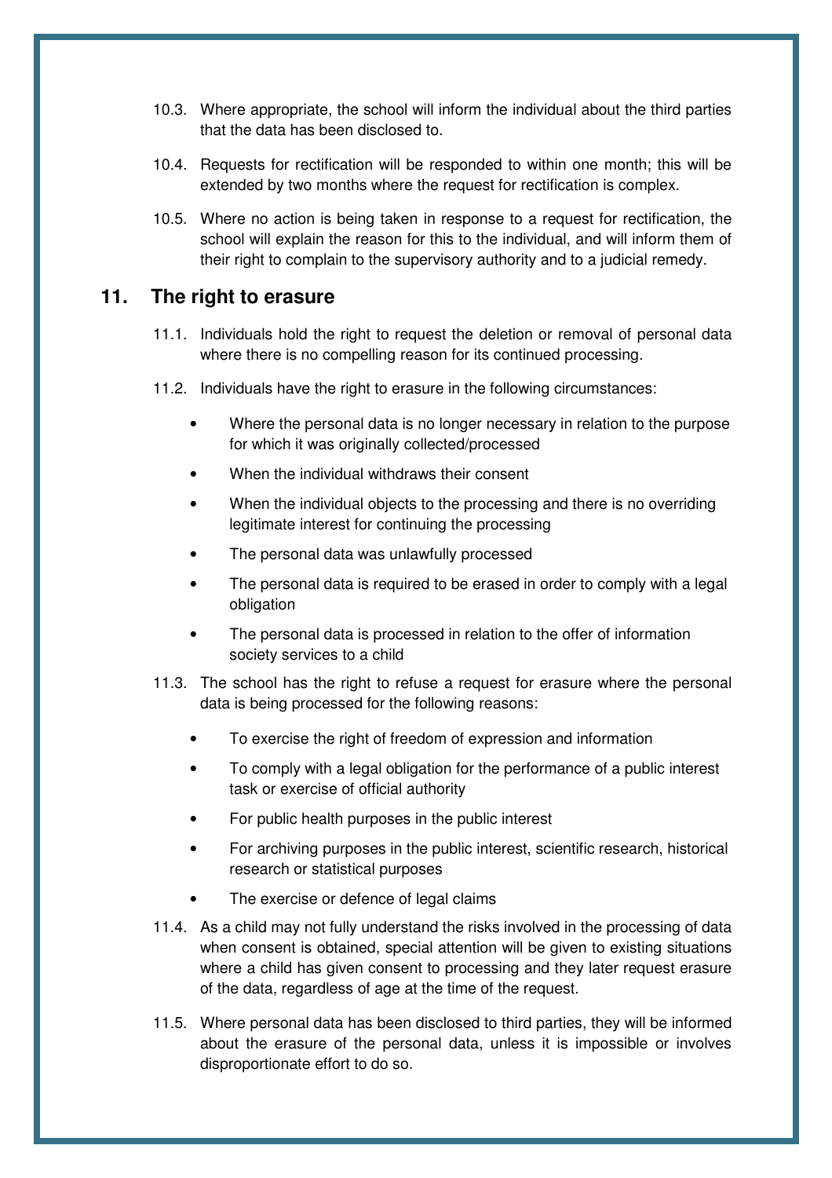10.3. Where appropriate, the school will inform the individual about the third parties that the data has been disclosed to.

10.4. Requests for rectification will be responded to within one month; this will be extended by two months where the request for rectification is complex.

10.5. Where no action is being taken in response to a request for rectification, the school will explain the reason for this to the individual, and will inform them of their right to complain to the supervisory authority and to a judicial remedy.

## 11. The right to erasure

11.1. Individuals hold the right to request the deletion or removal of personal data where there is no compelling reason for its continued processing.

11.2. Individuals have the right to erasure in the following circumstances:

- Where the personal data is no longer necessary in relation to the purpose for which it was originally collected/processed
- When the individual withdraws their consent
- When the individual objects to the processing and there is no overriding legitimate interest for continuing the processing
- The personal data was unlawfully processed
- The personal data is required to be erased in order to comply with a legal obligation
- The personal data is processed in relation to the offer of information society services to a child

11.3. The school has the right to refuse a request for erasure where the personal data is being processed for the following reasons:

- To exercise the right of freedom of expression and information
- To comply with a legal obligation for the performance of a public interest task or exercise of official authority
- For public health purposes in the public interest
- For archiving purposes in the public interest, scientific research, historical research or statistical purposes
- The exercise or defence of legal claims

11.4. As a child may not fully understand the risks involved in the processing of data when consent is obtained, special attention will be given to existing situations where a child has given consent to processing and they later request erasure of the data, regardless of age at the time of the request.

11.5. Where personal data has been disclosed to third parties, they will be informed about the erasure of the personal data, unless it is impossible or involves disproportionate effort to do so.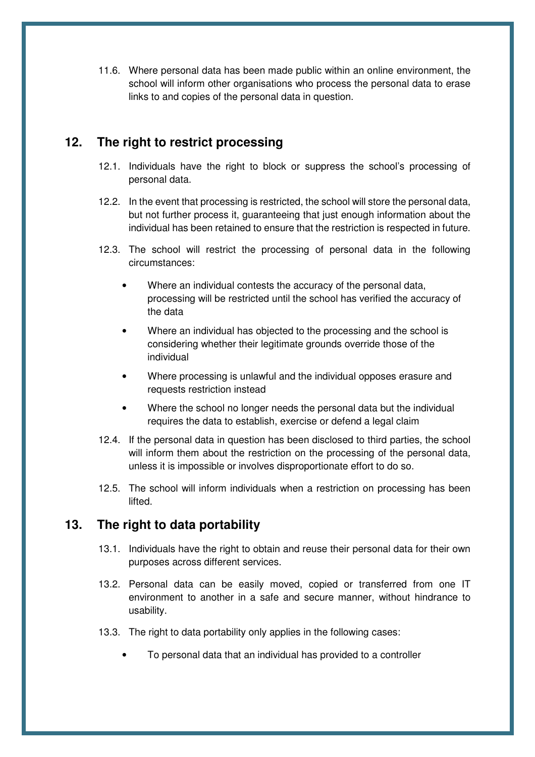11.6. Where personal data has been made public within an online environment, the school will inform other organisations who process the personal data to erase links to and copies of the personal data in question.

## 12. The right to restrict processing

12.1. Individuals have the right to block or suppress the school's processing of personal data.

12.2. In the event that processing is restricted, the school will store the personal data, but not further process it, guaranteeing that just enough information about the individual has been retained to ensure that the restriction is respected in future.

12.3. The school will restrict the processing of personal data in the following circumstances:

- Where an individual contests the accuracy of the personal data, processing will be restricted until the school has verified the accuracy of the data
- Where an individual has objected to the processing and the school is considering whether their legitimate grounds override those of the individual
- Where processing is unlawful and the individual opposes erasure and requests restriction instead
- Where the school no longer needs the personal data but the individual requires the data to establish, exercise or defend a legal claim

12.4. If the personal data in question has been disclosed to third parties, the school will inform them about the restriction on the processing of the personal data, unless it is impossible or involves disproportionate effort to do so.

12.5. The school will inform individuals when a restriction on processing has been lifted.

## 13. The right to data portability

13.1. Individuals have the right to obtain and reuse their personal data for their own purposes across different services.

13.2. Personal data can be easily moved, copied or transferred from one IT environment to another in a safe and secure manner, without hindrance to usability.

13.3. The right to data portability only applies in the following cases:

- To personal data that an individual has provided to a controller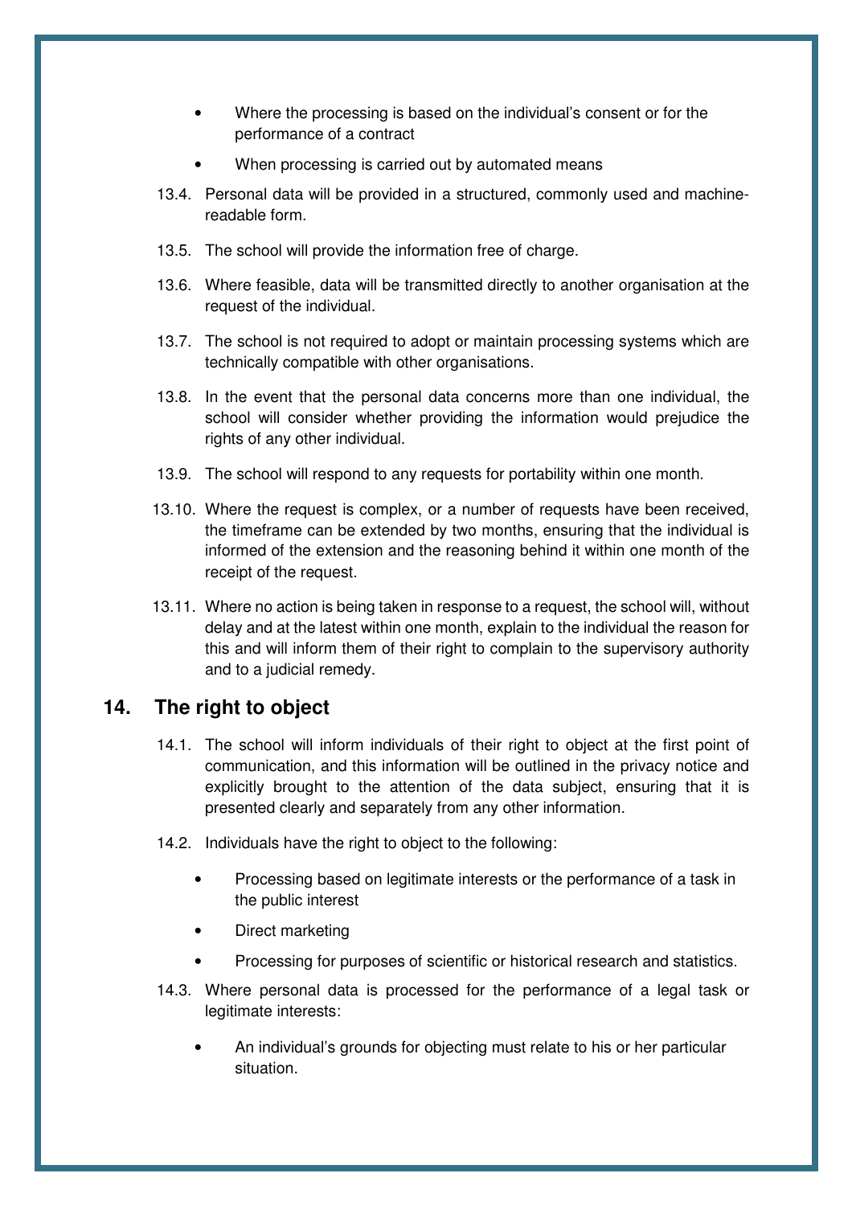- Where the processing is based on the individual's consent or for the performance of a contract
- When processing is carried out by automated means

13.4. Personal data will be provided in a structured, commonly used and machine-readable form.

13.5. The school will provide the information free of charge.

13.6. Where feasible, data will be transmitted directly to another organisation at the request of the individual.

13.7. The school is not required to adopt or maintain processing systems which are technically compatible with other organisations.

13.8. In the event that the personal data concerns more than one individual, the school will consider whether providing the information would prejudice the rights of any other individual.

13.9. The school will respond to any requests for portability within one month.

13.10. Where the request is complex, or a number of requests have been received, the timeframe can be extended by two months, ensuring that the individual is informed of the extension and the reasoning behind it within one month of the receipt of the request.

13.11. Where no action is being taken in response to a request, the school will, without delay and at the latest within one month, explain to the individual the reason for this and will inform them of their right to complain to the supervisory authority and to a judicial remedy.

## 14. The right to object

14.1. The school will inform individuals of their right to object at the first point of communication, and this information will be outlined in the privacy notice and explicitly brought to the attention of the data subject, ensuring that it is presented clearly and separately from any other information.

14.2. Individuals have the right to object to the following:

- Processing based on legitimate interests or the performance of a task in the public interest
- Direct marketing
- Processing for purposes of scientific or historical research and statistics.

14.3. Where personal data is processed for the performance of a legal task or legitimate interests:

- An individual's grounds for objecting must relate to his or her particular situation.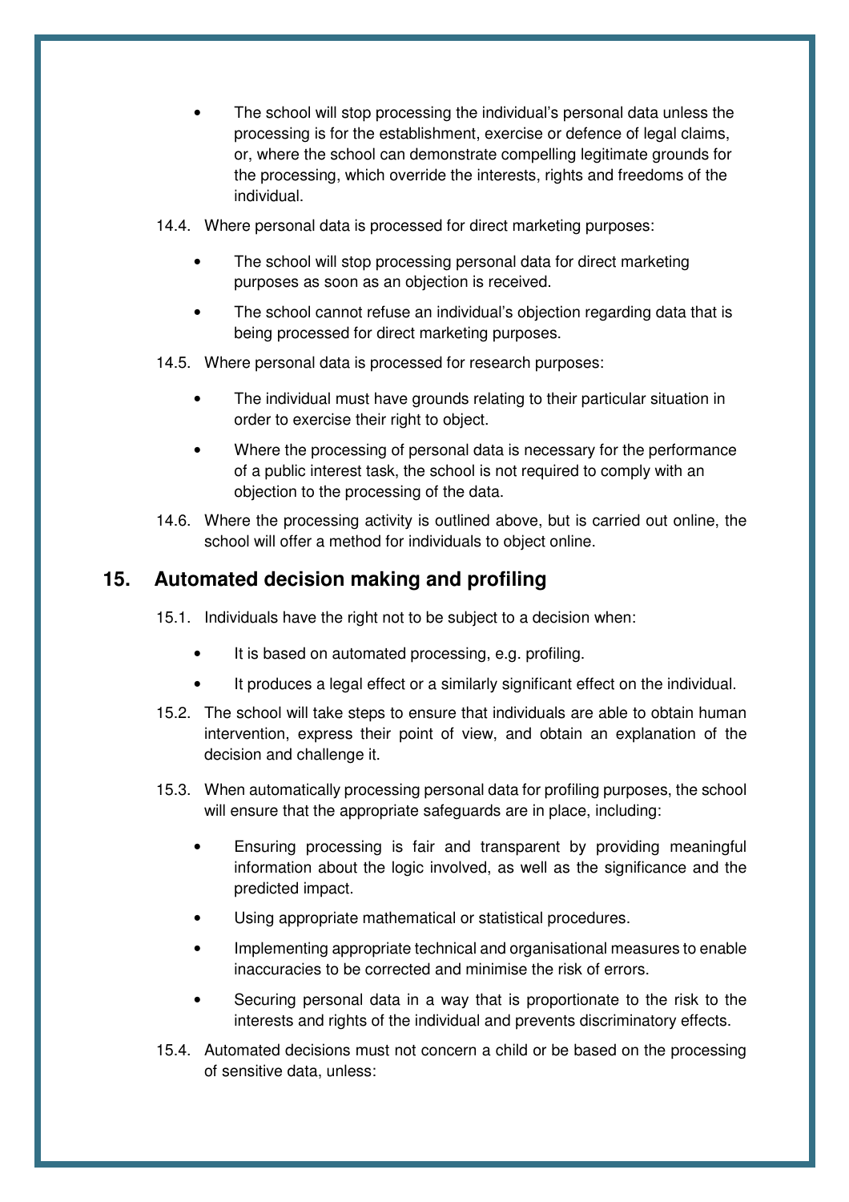- The school will stop processing the individual's personal data unless the processing is for the establishment, exercise or defence of legal claims, or, where the school can demonstrate compelling legitimate grounds for the processing, which override the interests, rights and freedoms of the individual.

14.4. Where personal data is processed for direct marketing purposes:

- The school will stop processing personal data for direct marketing purposes as soon as an objection is received.
- The school cannot refuse an individual's objection regarding data that is being processed for direct marketing purposes.

14.5. Where personal data is processed for research purposes:

- The individual must have grounds relating to their particular situation in order to exercise their right to object.
- Where the processing of personal data is necessary for the performance of a public interest task, the school is not required to comply with an objection to the processing of the data.

14.6. Where the processing activity is outlined above, but is carried out online, the school will offer a method for individuals to object online.

## 15. Automated decision making and profiling

15.1. Individuals have the right not to be subject to a decision when:

- It is based on automated processing, e.g. profiling.
- It produces a legal effect or a similarly significant effect on the individual.

15.2. The school will take steps to ensure that individuals are able to obtain human intervention, express their point of view, and obtain an explanation of the decision and challenge it.

15.3. When automatically processing personal data for profiling purposes, the school will ensure that the appropriate safeguards are in place, including:

- Ensuring processing is fair and transparent by providing meaningful information about the logic involved, as well as the significance and the predicted impact.
- Using appropriate mathematical or statistical procedures.
- Implementing appropriate technical and organisational measures to enable inaccuracies to be corrected and minimise the risk of errors.
- Securing personal data in a way that is proportionate to the risk to the interests and rights of the individual and prevents discriminatory effects.

15.4. Automated decisions must not concern a child or be based on the processing of sensitive data, unless: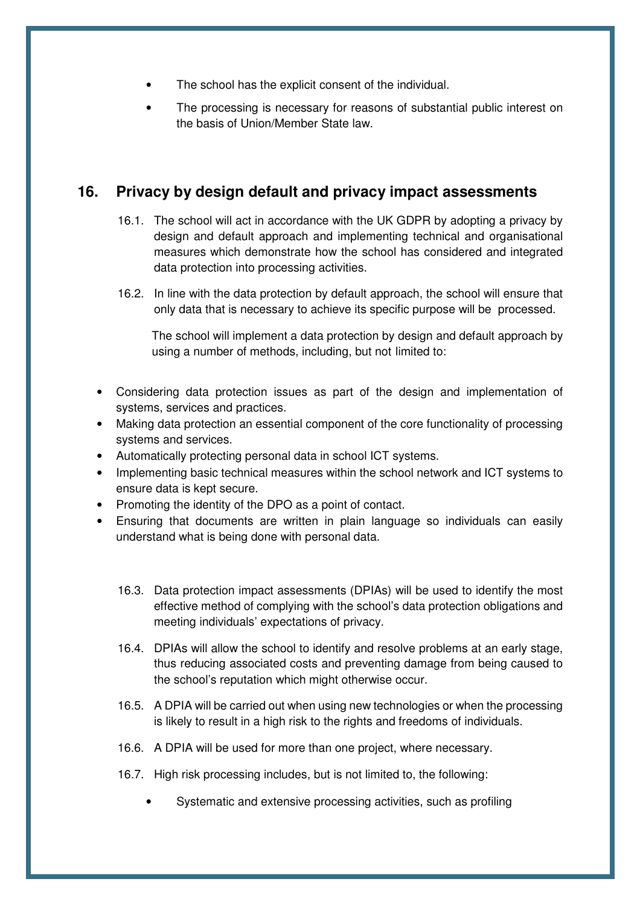- The school has the explicit consent of the individual.
- The processing is necessary for reasons of substantial public interest on the basis of Union/Member State law.

## 16. Privacy by design default and privacy impact assessments

16.1. The school will act in accordance with the UK GDPR by adopting a privacy by design and default approach and implementing technical and organisational measures which demonstrate how the school has considered and integrated data protection into processing activities.

16.2. In line with the data protection by default approach, the school will ensure that only data that is necessary to achieve its specific purpose will be processed.

The school will implement a data protection by design and default approach by using a number of methods, including, but not limited to:

- Considering data protection issues as part of the design and implementation of systems, services and practices.
- Making data protection an essential component of the core functionality of processing systems and services.
- Automatically protecting personal data in school ICT systems.
- Implementing basic technical measures within the school network and ICT systems to ensure data is kept secure.
- Promoting the identity of the DPO as a point of contact.
- Ensuring that documents are written in plain language so individuals can easily understand what is being done with personal data.

16.3. Data protection impact assessments (DPIAs) will be used to identify the most effective method of complying with the school's data protection obligations and meeting individuals' expectations of privacy.

16.4. DPIAs will allow the school to identify and resolve problems at an early stage, thus reducing associated costs and preventing damage from being caused to the school's reputation which might otherwise occur.

16.5. A DPIA will be carried out when using new technologies or when the processing is likely to result in a high risk to the rights and freedoms of individuals.

16.6. A DPIA will be used for more than one project, where necessary.

16.7. High risk processing includes, but is not limited to, the following:

- Systematic and extensive processing activities, such as profiling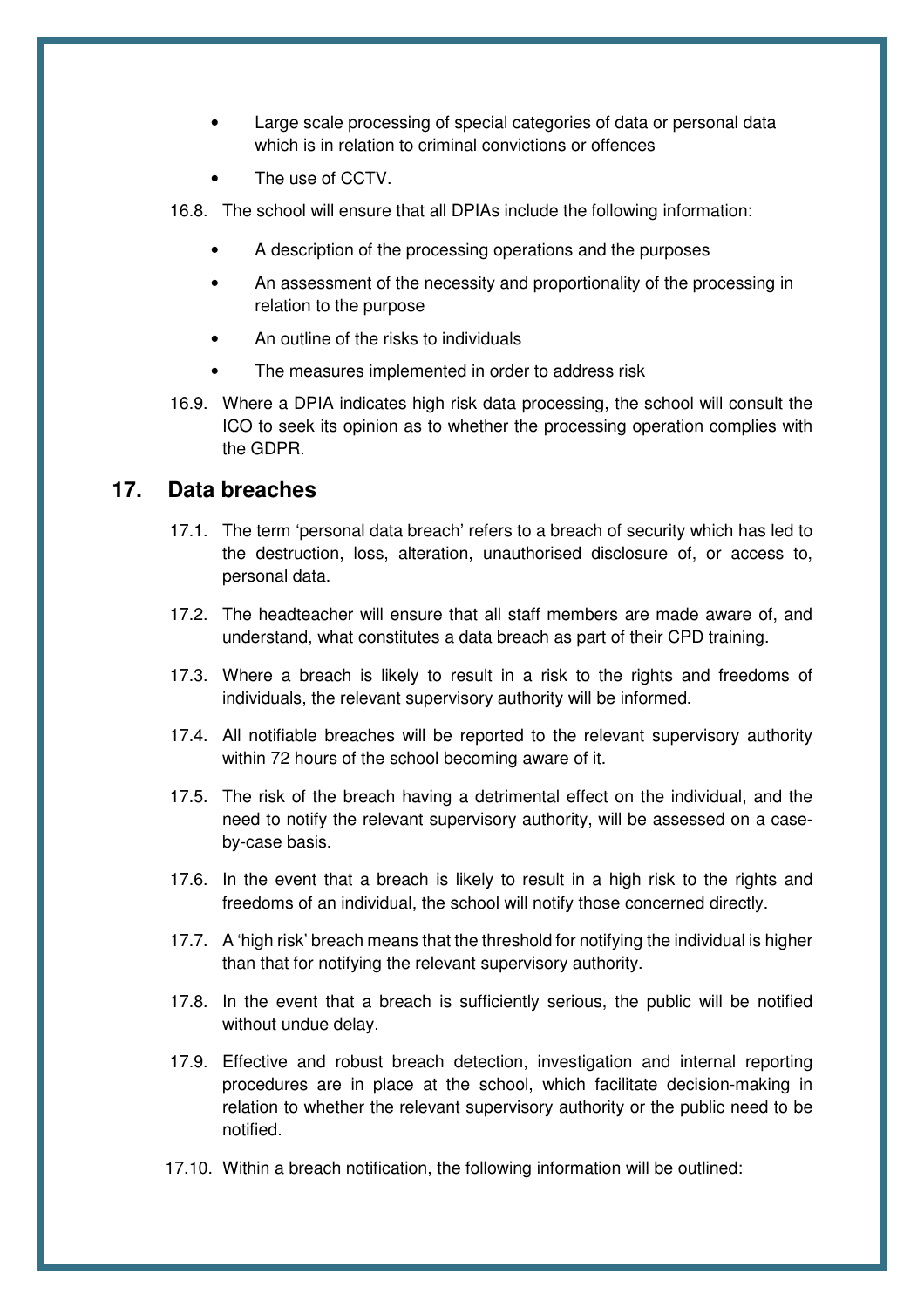- Large scale processing of special categories of data or personal data which is in relation to criminal convictions or offences
- The use of CCTV.

16.8. The school will ensure that all DPIAs include the following information:

- A description of the processing operations and the purposes
- An assessment of the necessity and proportionality of the processing in relation to the purpose
- An outline of the risks to individuals
- The measures implemented in order to address risk

16.9. Where a DPIA indicates high risk data processing, the school will consult the ICO to seek its opinion as to whether the processing operation complies with the GDPR.

## 17. Data breaches

17.1. The term 'personal data breach' refers to a breach of security which has led to the destruction, loss, alteration, unauthorised disclosure of, or access to, personal data.

17.2. The headteacher will ensure that all staff members are made aware of, and understand, what constitutes a data breach as part of their CPD training.

17.3. Where a breach is likely to result in a risk to the rights and freedoms of individuals, the relevant supervisory authority will be informed.

17.4. All notifiable breaches will be reported to the relevant supervisory authority within 72 hours of the school becoming aware of it.

17.5. The risk of the breach having a detrimental effect on the individual, and the need to notify the relevant supervisory authority, will be assessed on a case-by-case basis.

17.6. In the event that a breach is likely to result in a high risk to the rights and freedoms of an individual, the school will notify those concerned directly.

17.7. A 'high risk' breach means that the threshold for notifying the individual is higher than that for notifying the relevant supervisory authority.

17.8. In the event that a breach is sufficiently serious, the public will be notified without undue delay.

17.9. Effective and robust breach detection, investigation and internal reporting procedures are in place at the school, which facilitate decision-making in relation to whether the relevant supervisory authority or the public need to be notified.

17.10. Within a breach notification, the following information will be outlined: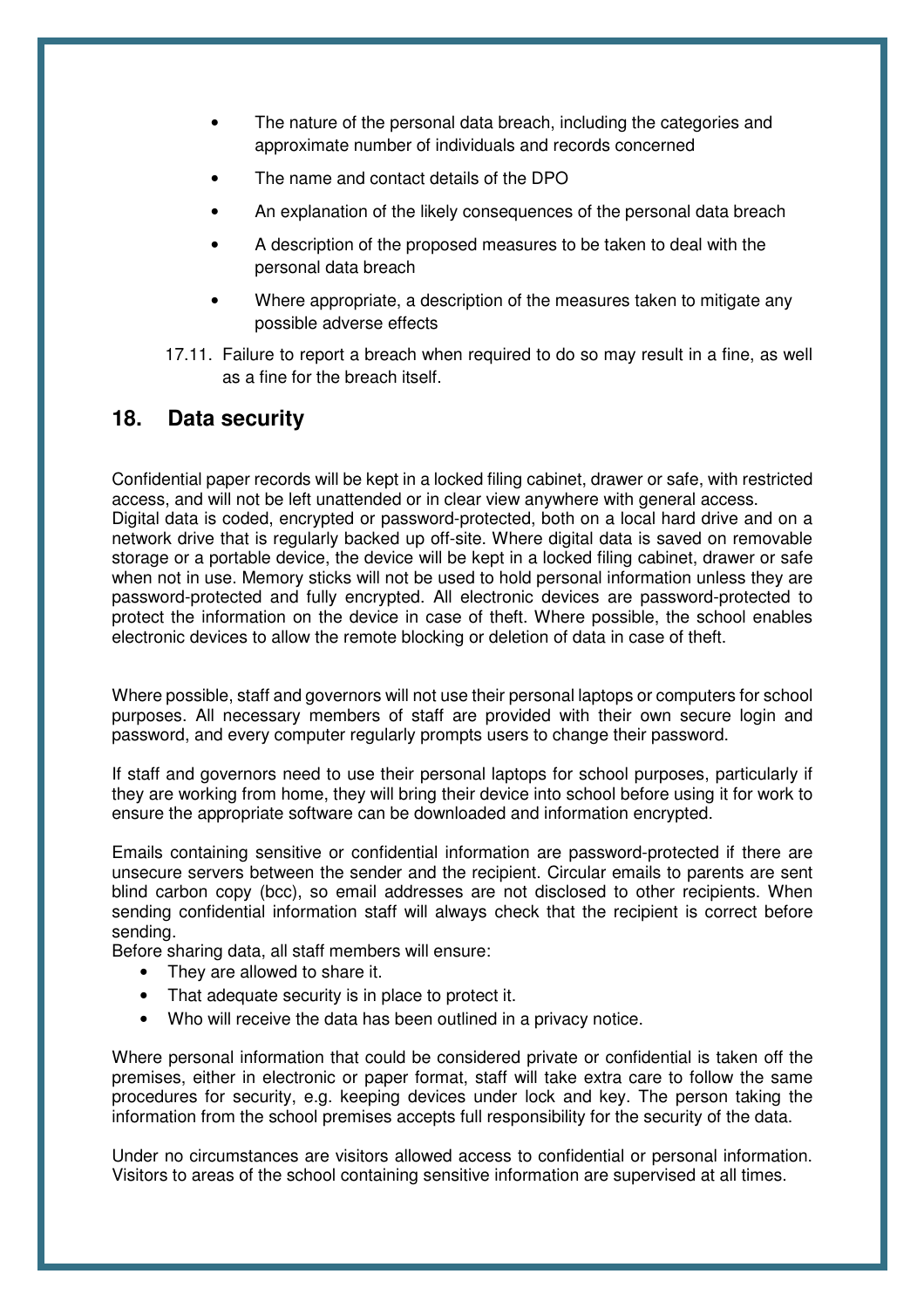- The nature of the personal data breach, including the categories and approximate number of individuals and records concerned
- The name and contact details of the DPO
- An explanation of the likely consequences of the personal data breach
- A description of the proposed measures to be taken to deal with the personal data breach
- Where appropriate, a description of the measures taken to mitigate any possible adverse effects

17.11. Failure to report a breach when required to do so may result in a fine, as well as a fine for the breach itself.

## 18. Data security

Confidential paper records will be kept in a locked filing cabinet, drawer or safe, with restricted access, and will not be left unattended or in clear view anywhere with general access.
Digital data is coded, encrypted or password-protected, both on a local hard drive and on a network drive that is regularly backed up off-site. Where digital data is saved on removable storage or a portable device, the device will be kept in a locked filing cabinet, drawer or safe when not in use. Memory sticks will not be used to hold personal information unless they are password-protected and fully encrypted. All electronic devices are password-protected to protect the information on the device in case of theft. Where possible, the school enables electronic devices to allow the remote blocking or deletion of data in case of theft.

Where possible, staff and governors will not use their personal laptops or computers for school purposes. All necessary members of staff are provided with their own secure login and password, and every computer regularly prompts users to change their password.

If staff and governors need to use their personal laptops for school purposes, particularly if they are working from home, they will bring their device into school before using it for work to ensure the appropriate software can be downloaded and information encrypted.

Emails containing sensitive or confidential information are password-protected if there are unsecure servers between the sender and the recipient. Circular emails to parents are sent blind carbon copy (bcc), so email addresses are not disclosed to other recipients. When sending confidential information staff will always check that the recipient is correct before sending.
Before sharing data, all staff members will ensure:

- They are allowed to share it.
- That adequate security is in place to protect it.
- Who will receive the data has been outlined in a privacy notice.

Where personal information that could be considered private or confidential is taken off the premises, either in electronic or paper format, staff will take extra care to follow the same procedures for security, e.g. keeping devices under lock and key. The person taking the information from the school premises accepts full responsibility for the security of the data.

Under no circumstances are visitors allowed access to confidential or personal information. Visitors to areas of the school containing sensitive information are supervised at all times.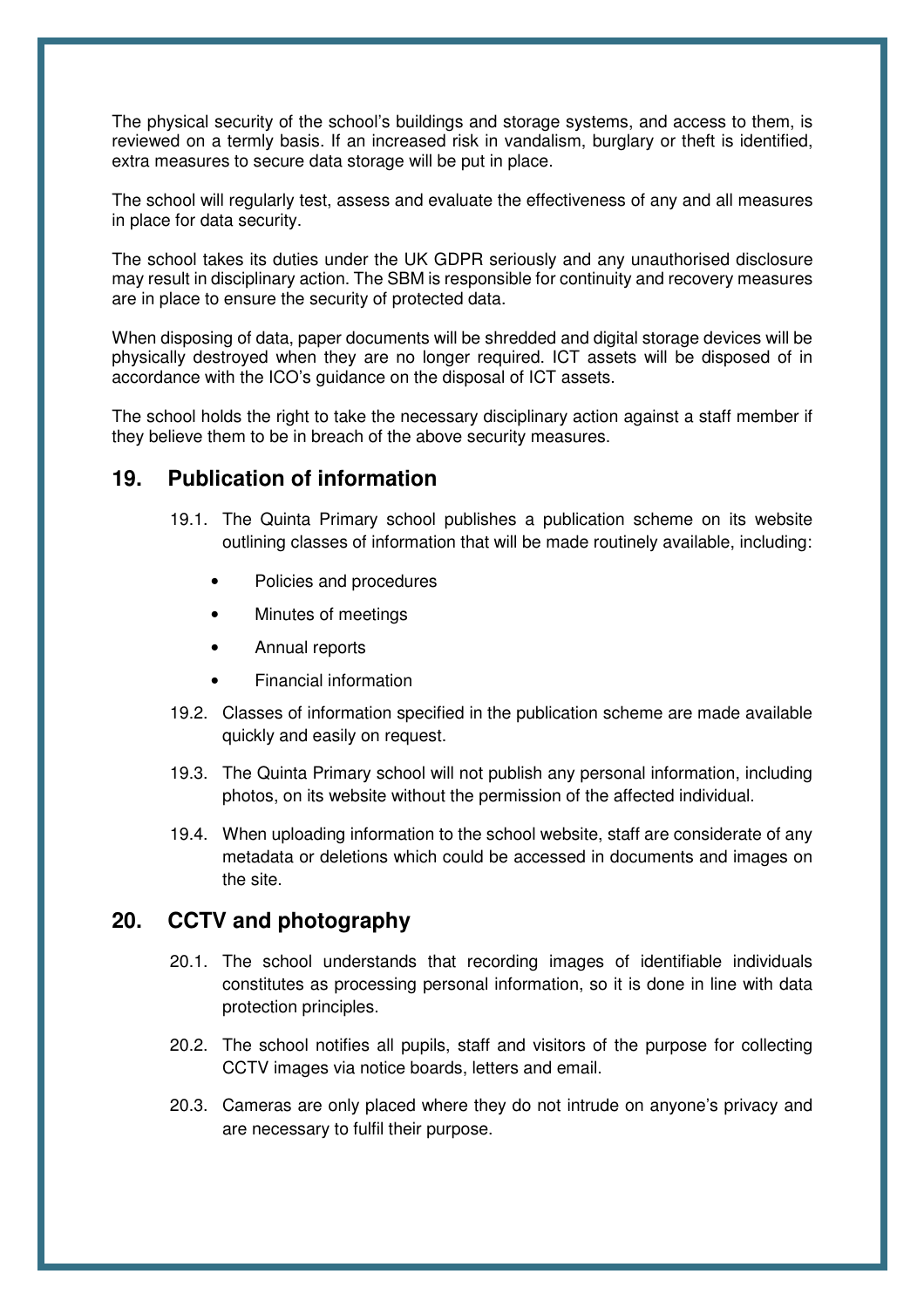The physical security of the school's buildings and storage systems, and access to them, is reviewed on a termly basis. If an increased risk in vandalism, burglary or theft is identified, extra measures to secure data storage will be put in place.

The school will regularly test, assess and evaluate the effectiveness of any and all measures in place for data security.

The school takes its duties under the UK GDPR seriously and any unauthorised disclosure may result in disciplinary action. The SBM is responsible for continuity and recovery measures are in place to ensure the security of protected data.

When disposing of data, paper documents will be shredded and digital storage devices will be physically destroyed when they are no longer required. ICT assets will be disposed of in accordance with the ICO's guidance on the disposal of ICT assets.

The school holds the right to take the necessary disciplinary action against a staff member if they believe them to be in breach of the above security measures.

## 19. Publication of information

19.1. The Quinta Primary school publishes a publication scheme on its website outlining classes of information that will be made routinely available, including:

- Policies and procedures
- Minutes of meetings
- Annual reports
- Financial information

19.2. Classes of information specified in the publication scheme are made available quickly and easily on request.

19.3. The Quinta Primary school will not publish any personal information, including photos, on its website without the permission of the affected individual.

19.4. When uploading information to the school website, staff are considerate of any metadata or deletions which could be accessed in documents and images on the site.

## 20. CCTV and photography

20.1. The school understands that recording images of identifiable individuals constitutes as processing personal information, so it is done in line with data protection principles.

20.2. The school notifies all pupils, staff and visitors of the purpose for collecting CCTV images via notice boards, letters and email.

20.3. Cameras are only placed where they do not intrude on anyone's privacy and are necessary to fulfil their purpose.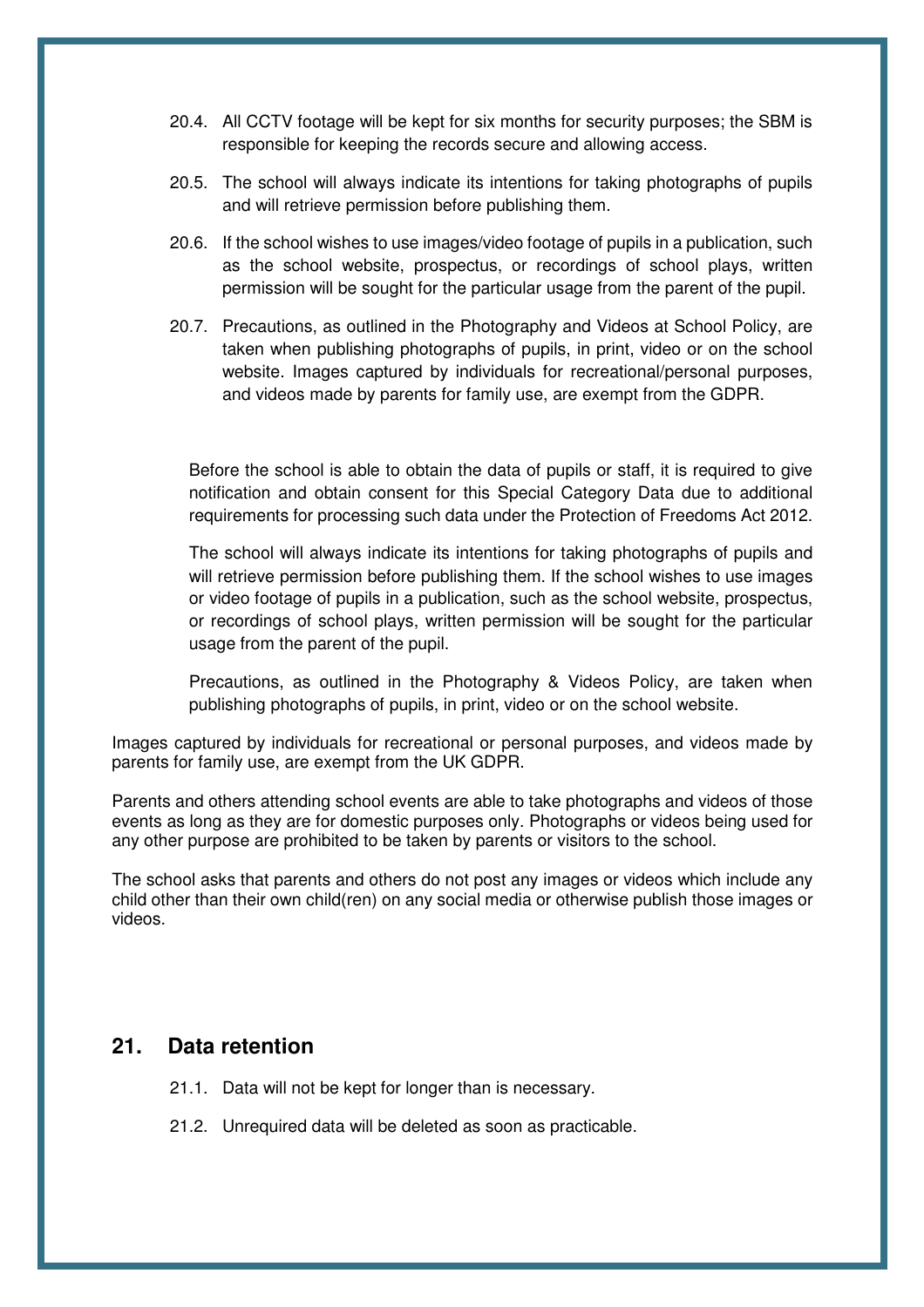20.4. All CCTV footage will be kept for six months for security purposes; the SBM is responsible for keeping the records secure and allowing access.

20.5. The school will always indicate its intentions for taking photographs of pupils and will retrieve permission before publishing them.

20.6. If the school wishes to use images/video footage of pupils in a publication, such as the school website, prospectus, or recordings of school plays, written permission will be sought for the particular usage from the parent of the pupil.

20.7. Precautions, as outlined in the Photography and Videos at School Policy, are taken when publishing photographs of pupils, in print, video or on the school website. Images captured by individuals for recreational/personal purposes, and videos made by parents for family use, are exempt from the GDPR.

Before the school is able to obtain the data of pupils or staff, it is required to give notification and obtain consent for this Special Category Data due to additional requirements for processing such data under the Protection of Freedoms Act 2012.

The school will always indicate its intentions for taking photographs of pupils and will retrieve permission before publishing them. If the school wishes to use images or video footage of pupils in a publication, such as the school website, prospectus, or recordings of school plays, written permission will be sought for the particular usage from the parent of the pupil.

Precautions, as outlined in the Photography & Videos Policy, are taken when publishing photographs of pupils, in print, video or on the school website.

Images captured by individuals for recreational or personal purposes, and videos made by parents for family use, are exempt from the UK GDPR.

Parents and others attending school events are able to take photographs and videos of those events as long as they are for domestic purposes only. Photographs or videos being used for any other purpose are prohibited to be taken by parents or visitors to the school.

The school asks that parents and others do not post any images or videos which include any child other than their own child(ren) on any social media or otherwise publish those images or videos.

## 21. Data retention

21.1. Data will not be kept for longer than is necessary.

21.2. Unrequired data will be deleted as soon as practicable.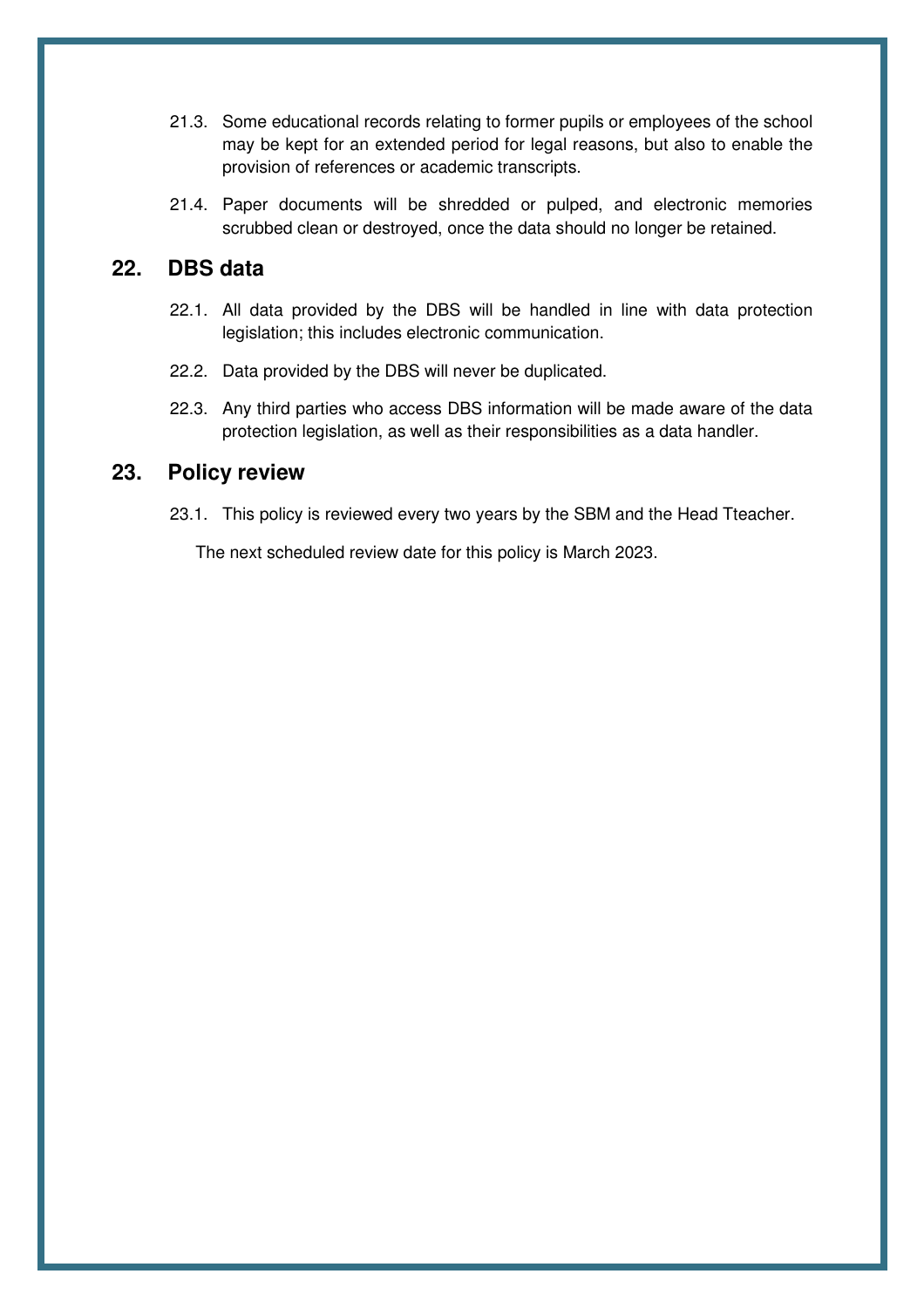21.3. Some educational records relating to former pupils or employees of the school may be kept for an extended period for legal reasons, but also to enable the provision of references or academic transcripts.

21.4. Paper documents will be shredded or pulped, and electronic memories scrubbed clean or destroyed, once the data should no longer be retained.

## 22. DBS data

22.1. All data provided by the DBS will be handled in line with data protection legislation; this includes electronic communication.

22.2. Data provided by the DBS will never be duplicated.

22.3. Any third parties who access DBS information will be made aware of the data protection legislation, as well as their responsibilities as a data handler.

## 23. Policy review

23.1. This policy is reviewed every two years by the SBM and the Head Tteacher.

The next scheduled review date for this policy is March 2023.